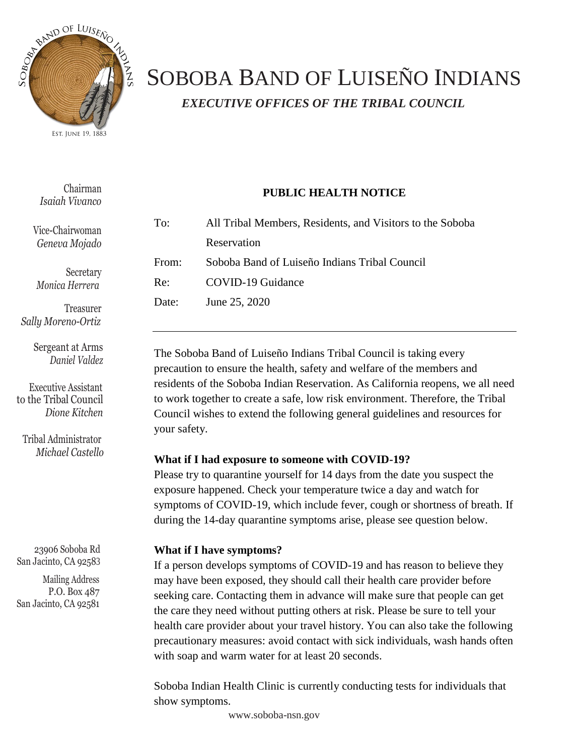# SOBOBA BAND OF LUISEÑO INDIANS

***EXECUTIVE OFFICES OF THE TRIBAL COUNCIL***

Chairman
*Isaiah Vivanco*

Vice-Chairwoman
*Geneva Mojado*

Secretary
*Monica Herrera*

Treasurer
*Sally Moreno-Ortiz*

Sergeant at Arms
*Daniel Valdez*

Executive Assistant to the Tribal Council
*Dione Kitchen*

Tribal Administrator
*Michael Castello*

23906 Soboba Rd
San Jacinto, CA 92583

Mailing Address
P.O. Box 487
San Jacinto, CA 92581

## PUBLIC HEALTH NOTICE

To: All Tribal Members, Residents, and Visitors to the Soboba Reservation

From: Soboba Band of Luiseño Indians Tribal Council

Re: COVID-19 Guidance

Date: June 25, 2020

---

The Soboba Band of Luiseño Indians Tribal Council is taking every precaution to ensure the health, safety and welfare of the members and residents of the Soboba Indian Reservation. As California reopens, we all need to work together to create a safe, low risk environment. Therefore, the Tribal Council wishes to extend the following general guidelines and resources for your safety.

**What if I had exposure to someone with COVID-19?**

Please try to quarantine yourself for 14 days from the date you suspect the exposure happened. Check your temperature twice a day and watch for symptoms of COVID-19, which include fever, cough or shortness of breath. If during the 14-day quarantine symptoms arise, please see question below.

**What if I have symptoms?**

If a person develops symptoms of COVID-19 and has reason to believe they may have been exposed, they should call their health care provider before seeking care. Contacting them in advance will make sure that people can get the care they need without putting others at risk. Please be sure to tell your health care provider about your travel history. You can also take the following precautionary measures: avoid contact with sick individuals, wash hands often with soap and warm water for at least 20 seconds.

Soboba Indian Health Clinic is currently conducting tests for individuals that show symptoms.

www.soboba-nsn.gov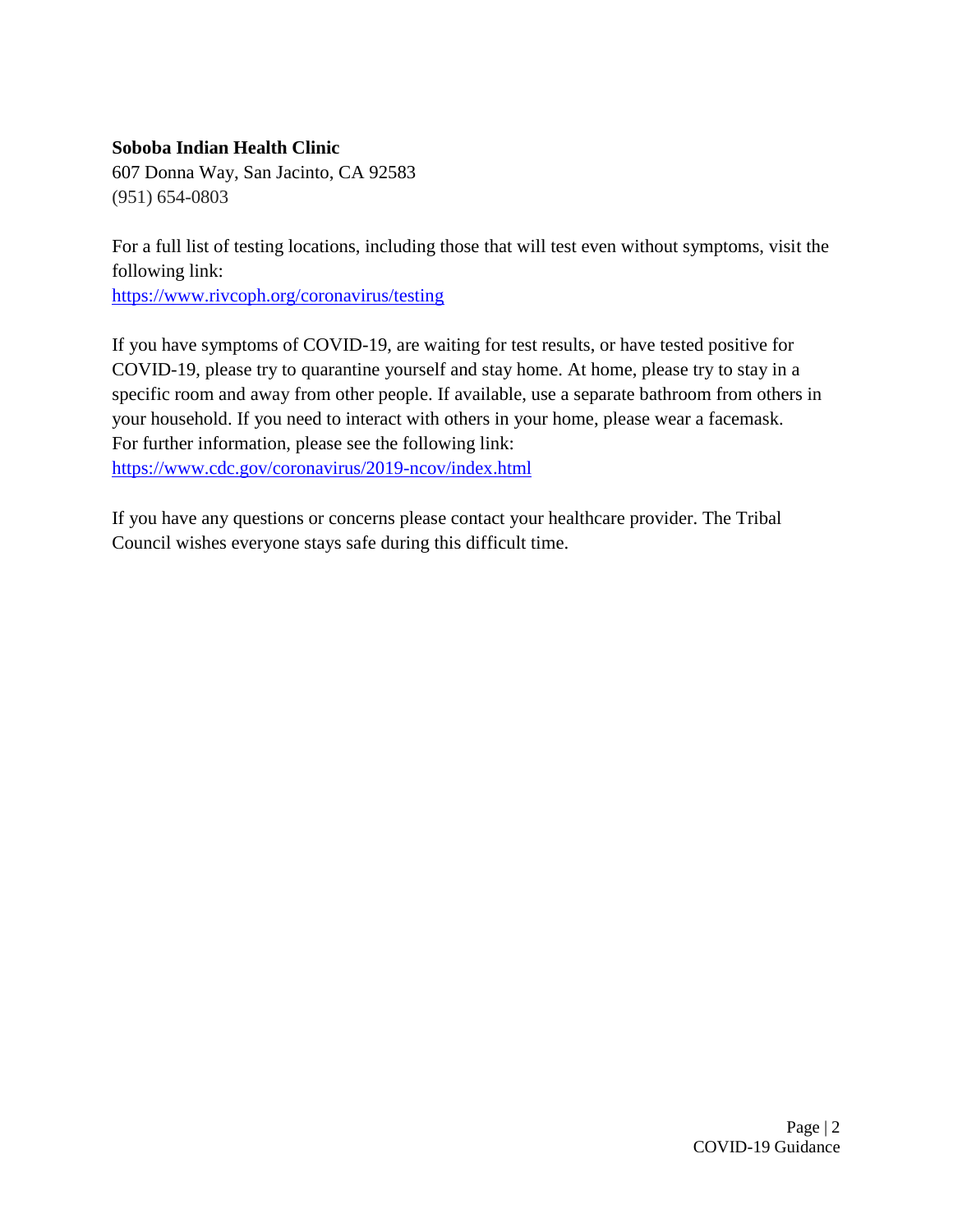**Soboba Indian Health Clinic**
607 Donna Way, San Jacinto, CA 92583
(951) 654-0803

For a full list of testing locations, including those that will test even without symptoms, visit the following link:
https://www.rivcoph.org/coronavirus/testing

If you have symptoms of COVID-19, are waiting for test results, or have tested positive for COVID-19, please try to quarantine yourself and stay home. At home, please try to stay in a specific room and away from other people. If available, use a separate bathroom from others in your household. If you need to interact with others in your home, please wear a facemask. For further information, please see the following link:
https://www.cdc.gov/coronavirus/2019-ncov/index.html

If you have any questions or concerns please contact your healthcare provider. The Tribal Council wishes everyone stays safe during this difficult time.